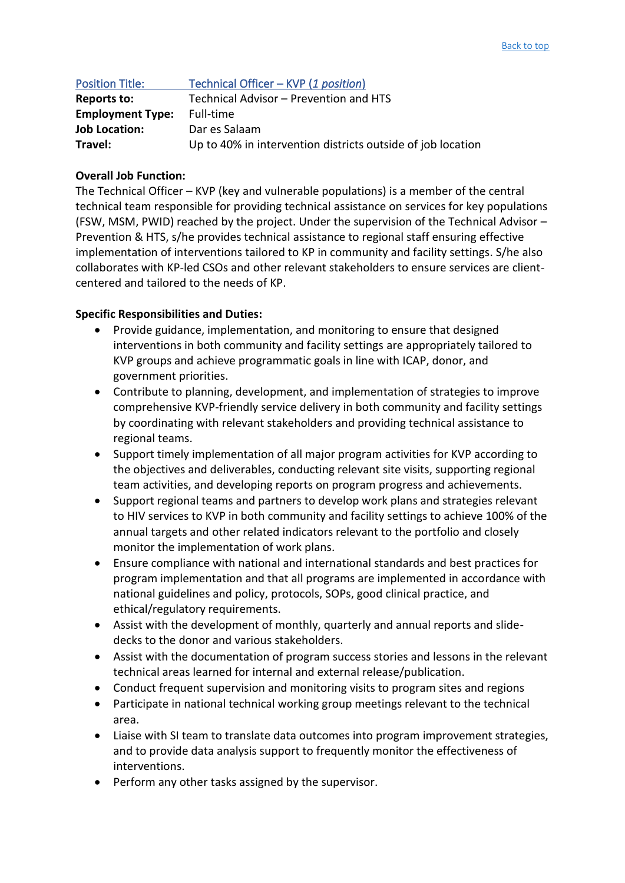[Back to top]

| Position Title: | Technical Officer – KVP (*1 position*) |
|---|---|
| **Reports to:** | Technical Advisor – Prevention and HTS |
| **Employment Type:** | Full-time |
| **Job Location:** | Dar es Salaam |
| **Travel:** | Up to 40% in intervention districts outside of job location |

**Overall Job Function:**

The Technical Officer – KVP (key and vulnerable populations) is a member of the central technical team responsible for providing technical assistance on services for key populations (FSW, MSM, PWID) reached by the project. Under the supervision of the Technical Advisor – Prevention & HTS, s/he provides technical assistance to regional staff ensuring effective implementation of interventions tailored to KP in community and facility settings. S/he also collaborates with KP-led CSOs and other relevant stakeholders to ensure services are client-centered and tailored to the needs of KP.

**Specific Responsibilities and Duties:**

- Provide guidance, implementation, and monitoring to ensure that designed interventions in both community and facility settings are appropriately tailored to KVP groups and achieve programmatic goals in line with ICAP, donor, and government priorities.
- Contribute to planning, development, and implementation of strategies to improve comprehensive KVP-friendly service delivery in both community and facility settings by coordinating with relevant stakeholders and providing technical assistance to regional teams.
- Support timely implementation of all major program activities for KVP according to the objectives and deliverables, conducting relevant site visits, supporting regional team activities, and developing reports on program progress and achievements.
- Support regional teams and partners to develop work plans and strategies relevant to HIV services to KVP in both community and facility settings to achieve 100% of the annual targets and other related indicators relevant to the portfolio and closely monitor the implementation of work plans.
- Ensure compliance with national and international standards and best practices for program implementation and that all programs are implemented in accordance with national guidelines and policy, protocols, SOPs, good clinical practice, and ethical/regulatory requirements.
- Assist with the development of monthly, quarterly and annual reports and slide-decks to the donor and various stakeholders.
- Assist with the documentation of program success stories and lessons in the relevant technical areas learned for internal and external release/publication.
- Conduct frequent supervision and monitoring visits to program sites and regions
- Participate in national technical working group meetings relevant to the technical area.
- Liaise with SI team to translate data outcomes into program improvement strategies, and to provide data analysis support to frequently monitor the effectiveness of interventions.
- Perform any other tasks assigned by the supervisor.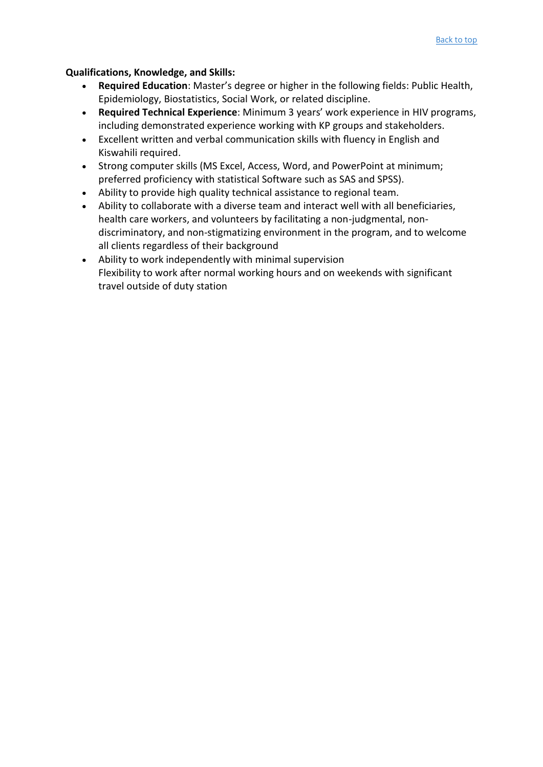[Back to top]

**Qualifications, Knowledge, and Skills:**

- **Required Education**: Master's degree or higher in the following fields: Public Health, Epidemiology, Biostatistics, Social Work, or related discipline.
- **Required Technical Experience**: Minimum 3 years' work experience in HIV programs, including demonstrated experience working with KP groups and stakeholders.
- Excellent written and verbal communication skills with fluency in English and Kiswahili required.
- Strong computer skills (MS Excel, Access, Word, and PowerPoint at minimum; preferred proficiency with statistical Software such as SAS and SPSS).
- Ability to provide high quality technical assistance to regional team.
- Ability to collaborate with a diverse team and interact well with all beneficiaries, health care workers, and volunteers by facilitating a non-judgmental, non-discriminatory, and non-stigmatizing environment in the program, and to welcome all clients regardless of their background
- Ability to work independently with minimal supervision
  Flexibility to work after normal working hours and on weekends with significant travel outside of duty station